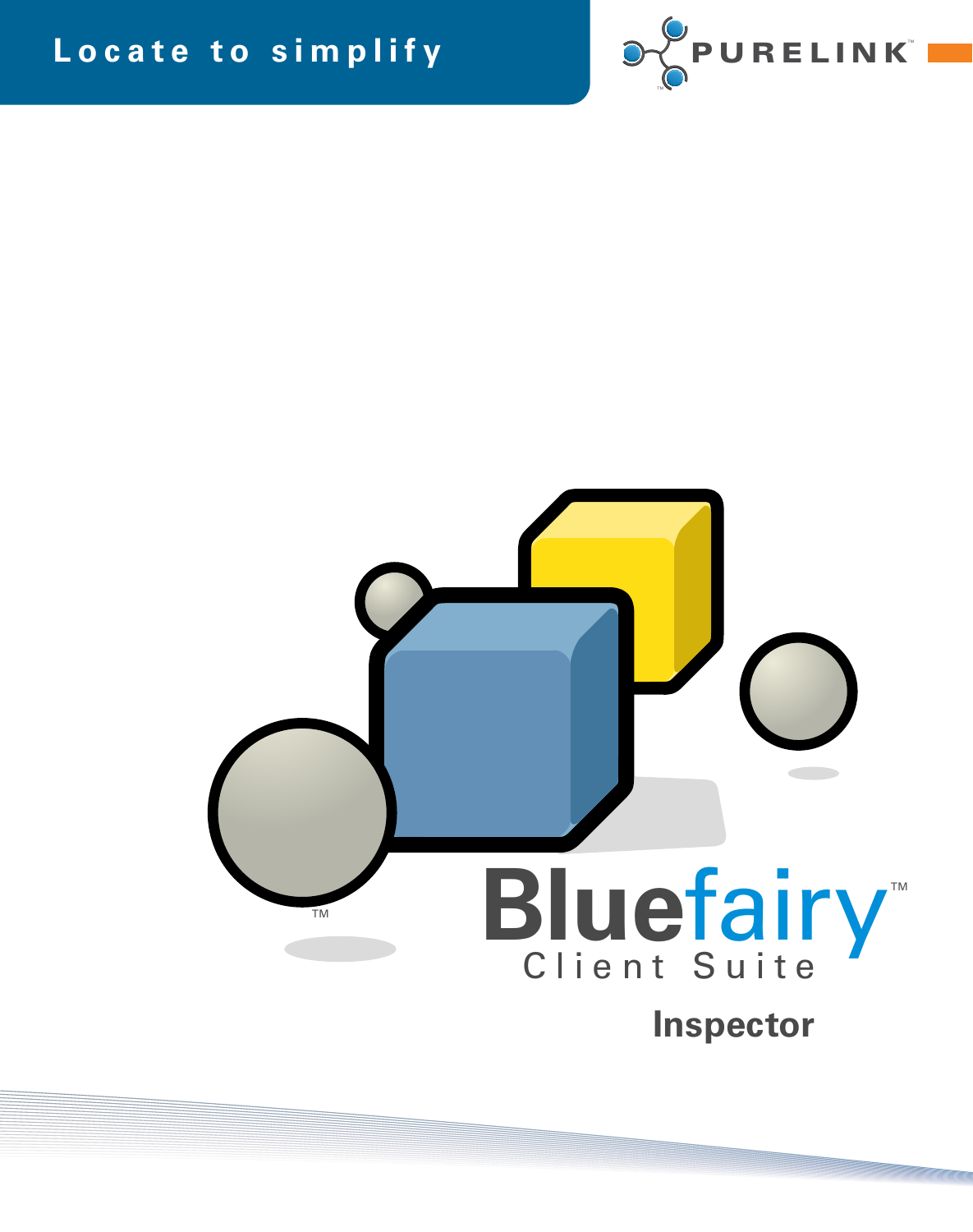Locate to simplify

PURELINK™

# Bluefairy™

Client Suite

## Inspector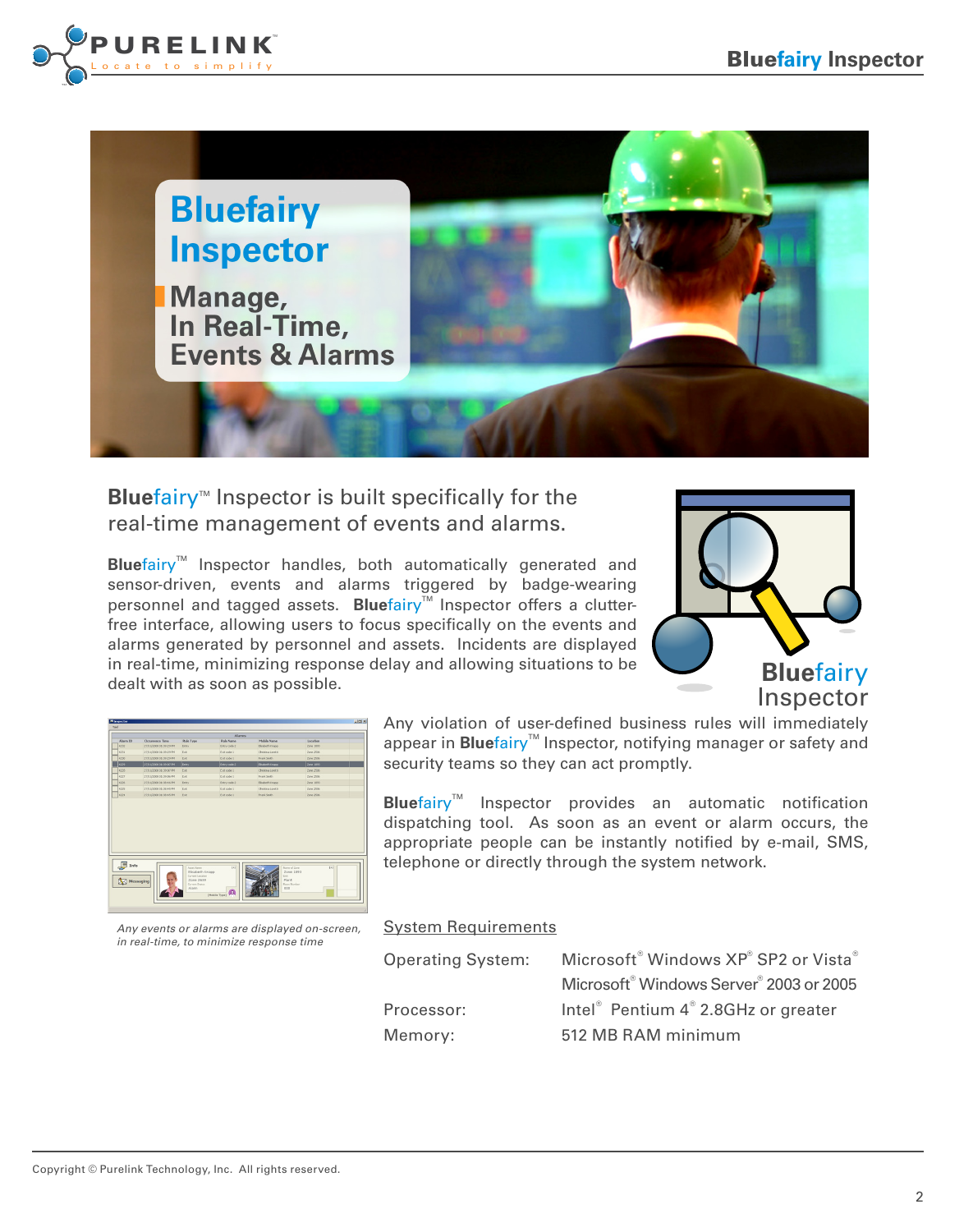# Bluefairy Inspector

## Manage, In Real-Time, Events & Alarms

Bluefairy™ Inspector is built specifically for the real-time management of events and alarms.

**Blue**fairy™ Inspector handles, both automatically generated and sensor-driven, events and alarms triggered by badge-wearing personnel and tagged assets. **Blue**fairy™ Inspector offers a clutter-free interface, allowing users to focus specifically on the events and alarms generated by personnel and assets. Incidents are displayed in real-time, minimizing response delay and allowing situations to be dealt with as soon as possible.

Bluefairy Inspector

Any violation of user-defined business rules will immediately appear in **Blue**fairy™ Inspector, notifying manager or safety and security teams so they can act promptly.

**Blue**fairy™ Inspector provides an automatic notification dispatching tool. As soon as an event or alarm occurs, the appropriate people can be instantly notified by e-mail, SMS, telephone or directly through the system network.

*Any events or alarms are displayed on-screen, in real-time, to minimize response time*

### System Requirements

| | |
|---|---|
| Operating System: | Microsoft® Windows XP® SP2 or Vista® |
| | Microsoft® Windows Server® 2003 or 2005 |
| Processor: | Intel® Pentium 4® 2.8GHz or greater |
| Memory: | 512 MB RAM minimum |

Copyright © Purelink Technology, Inc. All rights reserved.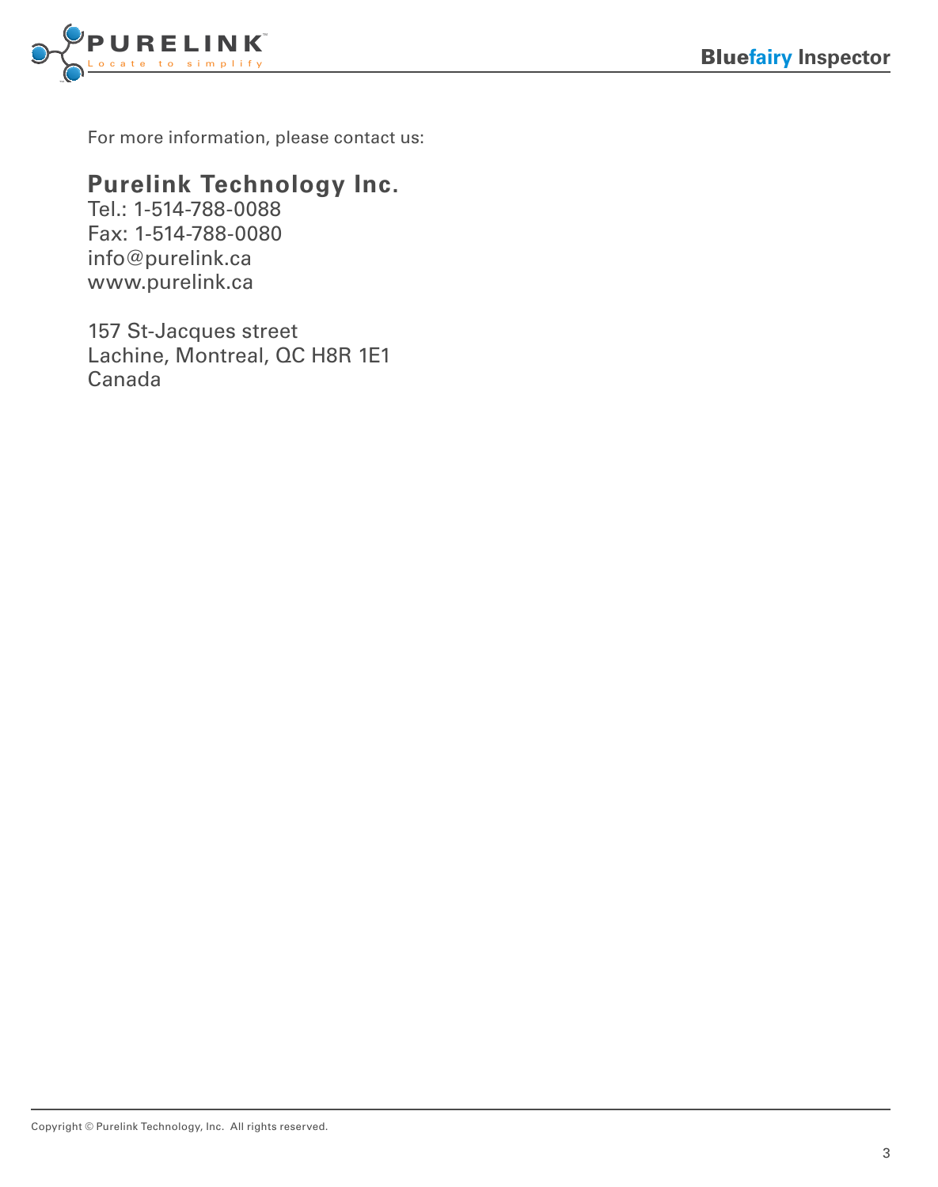For more information, please contact us:

**Purelink Technology Inc.**
Tel.: 1-514-788-0088
Fax: 1-514-788-0080
info@purelink.ca
www.purelink.ca

157 St-Jacques street
Lachine, Montreal, QC H8R 1E1
Canada